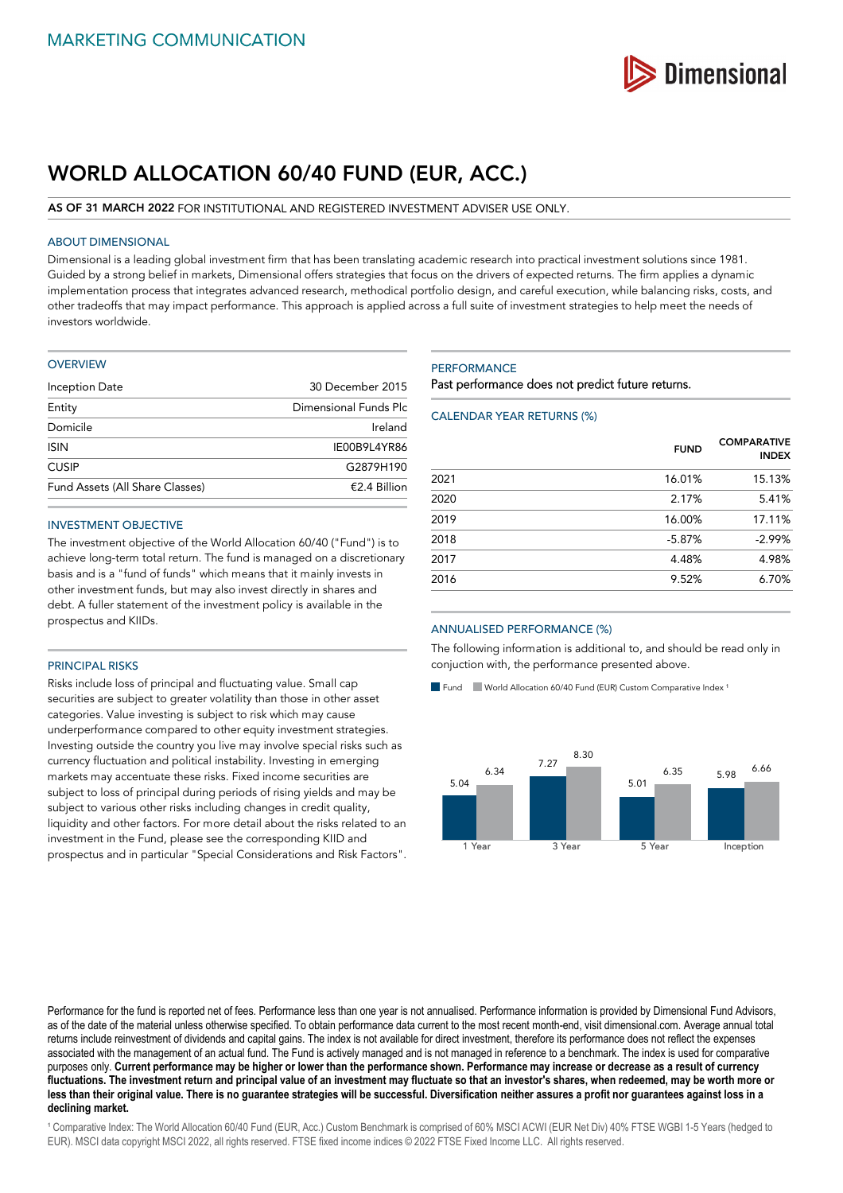MARKETING COMMUNICATION

# WORLD ALLOCATION 60/40 FUND (EUR, ACC.)

**AS OF 31 MARCH 2022** FOR INSTITUTIONAL AND REGISTERED INVESTMENT ADVISER USE ONLY.

## ABOUT DIMENSIONAL

Dimensional is a leading global investment firm that has been translating academic research into practical investment solutions since 1981. Guided by a strong belief in markets, Dimensional offers strategies that focus on the drivers of expected returns. The firm applies a dynamic implementation process that integrates advanced research, methodical portfolio design, and careful execution, while balancing risks, costs, and other tradeoffs that may impact performance. This approach is applied across a full suite of investment strategies to help meet the needs of investors worldwide.

## OVERVIEW

| | |
|---|---|
| Inception Date | 30 December 2015 |
| Entity | Dimensional Funds Plc |
| Domicile | Ireland |
| ISIN | IE00B9L4YR86 |
| CUSIP | G2879H190 |
| Fund Assets (All Share Classes) | €2.4 Billion |

## INVESTMENT OBJECTIVE

The investment objective of the World Allocation 60/40 ("Fund") is to achieve long-term total return. The fund is managed on a discretionary basis and is a "fund of funds" which means that it mainly invests in other investment funds, but may also invest directly in shares and debt. A fuller statement of the investment policy is available in the prospectus and KIIDs.

## PRINCIPAL RISKS

Risks include loss of principal and fluctuating value. Small cap securities are subject to greater volatility than those in other asset categories. Value investing is subject to risk which may cause underperformance compared to other equity investment strategies. Investing outside the country you live may involve special risks such as currency fluctuation and political instability. Investing in emerging markets may accentuate these risks. Fixed income securities are subject to loss of principal during periods of rising yields and may be subject to various other risks including changes in credit quality, liquidity and other factors. For more detail about the risks related to an investment in the Fund, please see the corresponding KIID and prospectus and in particular "Special Considerations and Risk Factors".

## PERFORMANCE

Past performance does not predict future returns.

### CALENDAR YEAR RETURNS (%)

| | FUND | COMPARATIVE INDEX |
|---|---|---|
| 2021 | 16.01% | 15.13% |
| 2020 | 2.17% | 5.41% |
| 2019 | 16.00% | 17.11% |
| 2018 | -5.87% | -2.99% |
| 2017 | 4.48% | 4.98% |
| 2016 | 9.52% | 6.70% |

### ANNUALISED PERFORMANCE (%)

The following information is additional to, and should be read only in conjuction with, the performance presented above.

| | Fund | World Allocation 60/40 Fund (EUR) Custom Comparative Index [1] |
|---|---|---|
| 1 Year | 5.04 | 6.34 |
| 3 Year | 7.27 | 8.30 |
| 5 Year | 5.01 | 6.35 |
| Inception | 5.98 | 6.66 |

Performance for the fund is reported net of fees. Performance less than one year is not annualised. Performance information is provided by Dimensional Fund Advisors, as of the date of the material unless otherwise specified. To obtain performance data current to the most recent month-end, visit dimensional.com. Average annual total returns include reinvestment of dividends and capital gains. The index is not available for direct investment, therefore its performance does not reflect the expenses associated with the management of an actual fund. The Fund is actively managed and is not managed in reference to a benchmark. The index is used for comparative purposes only. **Current performance may be higher or lower than the performance shown. Performance may increase or decrease as a result of currency fluctuations. The investment return and principal value of an investment may fluctuate so that an investor's shares, when redeemed, may be worth more or less than their original value. There is no guarantee strategies will be successful. Diversification neither assures a profit nor guarantees against loss in a declining market.**

[1] Comparative Index: The World Allocation 60/40 Fund (EUR, Acc.) Custom Benchmark is comprised of 60% MSCI ACWI (EUR Net Div) 40% FTSE WGBI 1-5 Years (hedged to EUR). MSCI data copyright MSCI 2022, all rights reserved. FTSE fixed income indices © 2022 FTSE Fixed Income LLC. All rights reserved.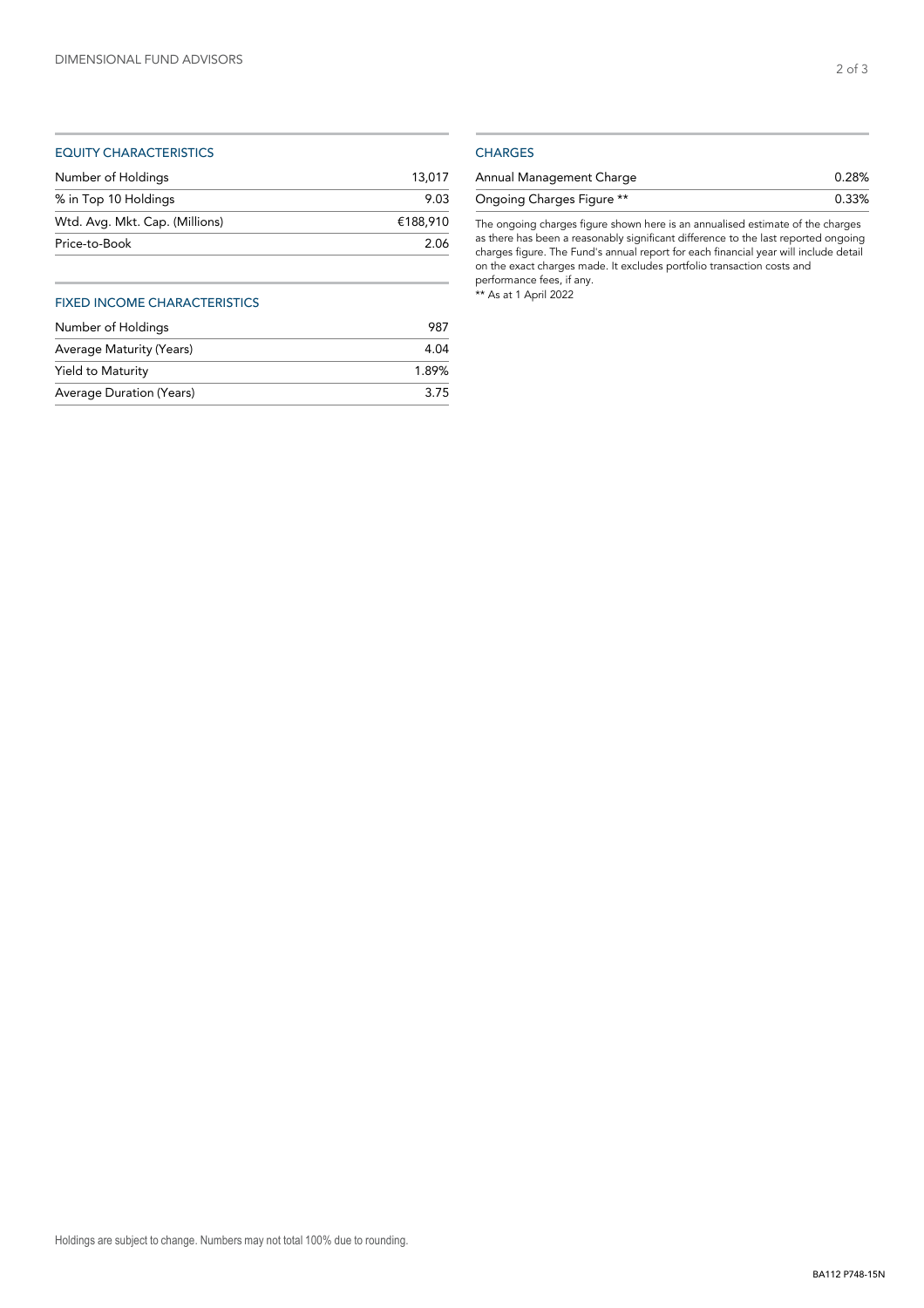## EQUITY CHARACTERISTICS

| | |
|---|---|
| Number of Holdings | 13,017 |
| % in Top 10 Holdings | 9.03 |
| Wtd. Avg. Mkt. Cap. (Millions) | €188,910 |
| Price-to-Book | 2.06 |

## FIXED INCOME CHARACTERISTICS

| | |
|---|---|
| Number of Holdings | 987 |
| Average Maturity (Years) | 4.04 |
| Yield to Maturity | 1.89% |
| Average Duration (Years) | 3.75 |

## CHARGES

| | |
|---|---|
| Annual Management Charge | 0.28% |
| Ongoing Charges Figure ** | 0.33% |

The ongoing charges figure shown here is an annualised estimate of the charges as there has been a reasonably significant difference to the last reported ongoing charges figure. The Fund's annual report for each financial year will include detail on the exact charges made. It excludes portfolio transaction costs and performance fees, if any.

** As at 1 April 2022

Holdings are subject to change. Numbers may not total 100% due to rounding.

BA112 P748-15N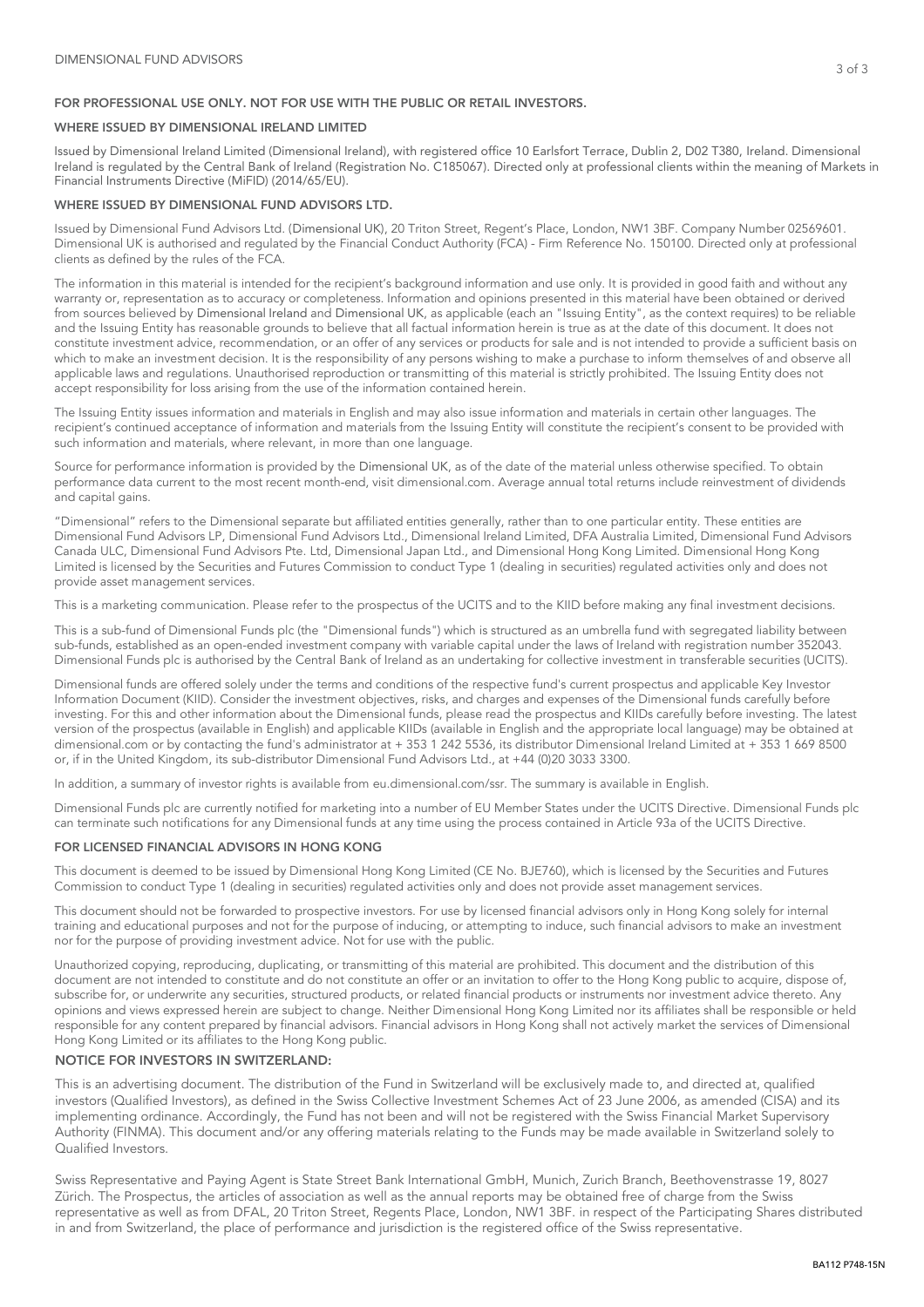## FOR PROFESSIONAL USE ONLY. NOT FOR USE WITH THE PUBLIC OR RETAIL INVESTORS.

### WHERE ISSUED BY DIMENSIONAL IRELAND LIMITED

Issued by Dimensional Ireland Limited (Dimensional Ireland), with registered office 10 Earlsfort Terrace, Dublin 2, D02 T380, Ireland. Dimensional Ireland is regulated by the Central Bank of Ireland (Registration No. C185067). Directed only at professional clients within the meaning of Markets in Financial Instruments Directive (MiFID) (2014/65/EU).

### WHERE ISSUED BY DIMENSIONAL FUND ADVISORS LTD.

Issued by Dimensional Fund Advisors Ltd. (Dimensional UK), 20 Triton Street, Regent's Place, London, NW1 3BF. Company Number 02569601. Dimensional UK is authorised and regulated by the Financial Conduct Authority (FCA) - Firm Reference No. 150100. Directed only at professional clients as defined by the rules of the FCA.

The information in this material is intended for the recipient's background information and use only. It is provided in good faith and without any warranty or, representation as to accuracy or completeness. Information and opinions presented in this material have been obtained or derived from sources believed by Dimensional Ireland and Dimensional UK, as applicable (each an "Issuing Entity", as the context requires) to be reliable and the Issuing Entity has reasonable grounds to believe that all factual information herein is true as at the date of this document. It does not constitute investment advice, recommendation, or an offer of any services or products for sale and is not intended to provide a sufficient basis on which to make an investment decision. It is the responsibility of any persons wishing to make a purchase to inform themselves of and observe all applicable laws and regulations. Unauthorised reproduction or transmitting of this material is strictly prohibited. The Issuing Entity does not accept responsibility for loss arising from the use of the information contained herein.

The Issuing Entity issues information and materials in English and may also issue information and materials in certain other languages. The recipient's continued acceptance of information and materials from the Issuing Entity will constitute the recipient's consent to be provided with such information and materials, where relevant, in more than one language.

Source for performance information is provided by the Dimensional UK, as of the date of the material unless otherwise specified. To obtain performance data current to the most recent month-end, visit dimensional.com. Average annual total returns include reinvestment of dividends and capital gains.

"Dimensional" refers to the Dimensional separate but affiliated entities generally, rather than to one particular entity. These entities are Dimensional Fund Advisors LP, Dimensional Fund Advisors Ltd., Dimensional Ireland Limited, DFA Australia Limited, Dimensional Fund Advisors Canada ULC, Dimensional Fund Advisors Pte. Ltd, Dimensional Japan Ltd., and Dimensional Hong Kong Limited. Dimensional Hong Kong Limited is licensed by the Securities and Futures Commission to conduct Type 1 (dealing in securities) regulated activities only and does not provide asset management services.

This is a marketing communication. Please refer to the prospectus of the UCITS and to the KIID before making any final investment decisions.

This is a sub-fund of Dimensional Funds plc (the "Dimensional funds") which is structured as an umbrella fund with segregated liability between sub-funds, established as an open-ended investment company with variable capital under the laws of Ireland with registration number 352043. Dimensional Funds plc is authorised by the Central Bank of Ireland as an undertaking for collective investment in transferable securities (UCITS).

Dimensional funds are offered solely under the terms and conditions of the respective fund's current prospectus and applicable Key Investor Information Document (KIID). Consider the investment objectives, risks, and charges and expenses of the Dimensional funds carefully before investing. For this and other information about the Dimensional funds, please read the prospectus and KIIDs carefully before investing. The latest version of the prospectus (available in English) and applicable KIIDs (available in English and the appropriate local language) may be obtained at dimensional.com or by contacting the fund's administrator at + 353 1 242 5536, its distributor Dimensional Ireland Limited at + 353 1 669 8500 or, if in the United Kingdom, its sub-distributor Dimensional Fund Advisors Ltd., at +44 (0)20 3033 3300.

In addition, a summary of investor rights is available from eu.dimensional.com/ssr. The summary is available in English.

Dimensional Funds plc are currently notified for marketing into a number of EU Member States under the UCITS Directive. Dimensional Funds plc can terminate such notifications for any Dimensional funds at any time using the process contained in Article 93a of the UCITS Directive.

### FOR LICENSED FINANCIAL ADVISORS IN HONG KONG

This document is deemed to be issued by Dimensional Hong Kong Limited (CE No. BJE760), which is licensed by the Securities and Futures Commission to conduct Type 1 (dealing in securities) regulated activities only and does not provide asset management services.

This document should not be forwarded to prospective investors. For use by licensed financial advisors only in Hong Kong solely for internal training and educational purposes and not for the purpose of inducing, or attempting to induce, such financial advisors to make an investment nor for the purpose of providing investment advice. Not for use with the public.

Unauthorized copying, reproducing, duplicating, or transmitting of this material are prohibited. This document and the distribution of this document are not intended to constitute and do not constitute an offer or an invitation to offer to the Hong Kong public to acquire, dispose of, subscribe for, or underwrite any securities, structured products, or related financial products or instruments nor investment advice thereto. Any opinions and views expressed herein are subject to change. Neither Dimensional Hong Kong Limited nor its affiliates shall be responsible or held responsible for any content prepared by financial advisors. Financial advisors in Hong Kong shall not actively market the services of Dimensional Hong Kong Limited or its affiliates to the Hong Kong public.

### NOTICE FOR INVESTORS IN SWITZERLAND:

This is an advertising document. The distribution of the Fund in Switzerland will be exclusively made to, and directed at, qualified investors (Qualified Investors), as defined in the Swiss Collective Investment Schemes Act of 23 June 2006, as amended (CISA) and its implementing ordinance. Accordingly, the Fund has not been and will not be registered with the Swiss Financial Market Supervisory Authority (FINMA). This document and/or any offering materials relating to the Funds may be made available in Switzerland solely to Qualified Investors.

Swiss Representative and Paying Agent is State Street Bank International GmbH, Munich, Zurich Branch, Beethovenstrasse 19, 8027 Zürich. The Prospectus, the articles of association as well as the annual reports may be obtained free of charge from the Swiss representative as well as from DFAL, 20 Triton Street, Regents Place, London, NW1 3BF. in respect of the Participating Shares distributed in and from Switzerland, the place of performance and jurisdiction is the registered office of the Swiss representative.

BA112 P748-15N